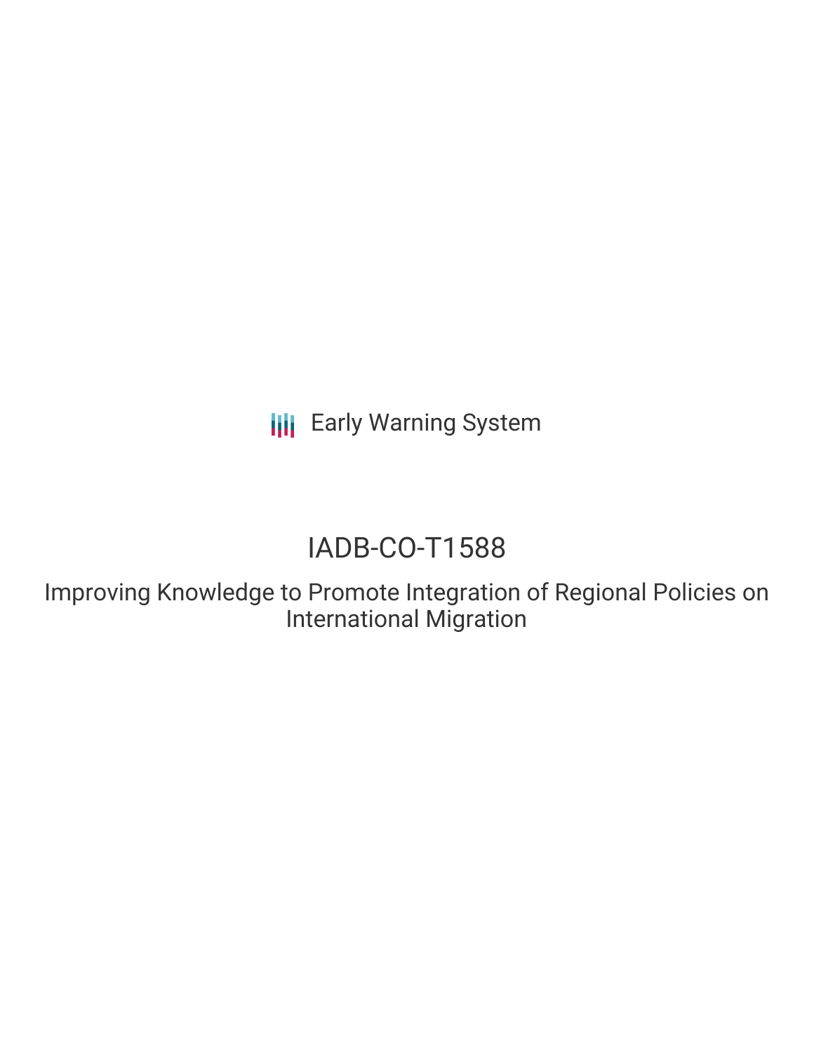Early Warning System

# IADB-CO-T1588

## Improving Knowledge to Promote Integration of Regional Policies on International Migration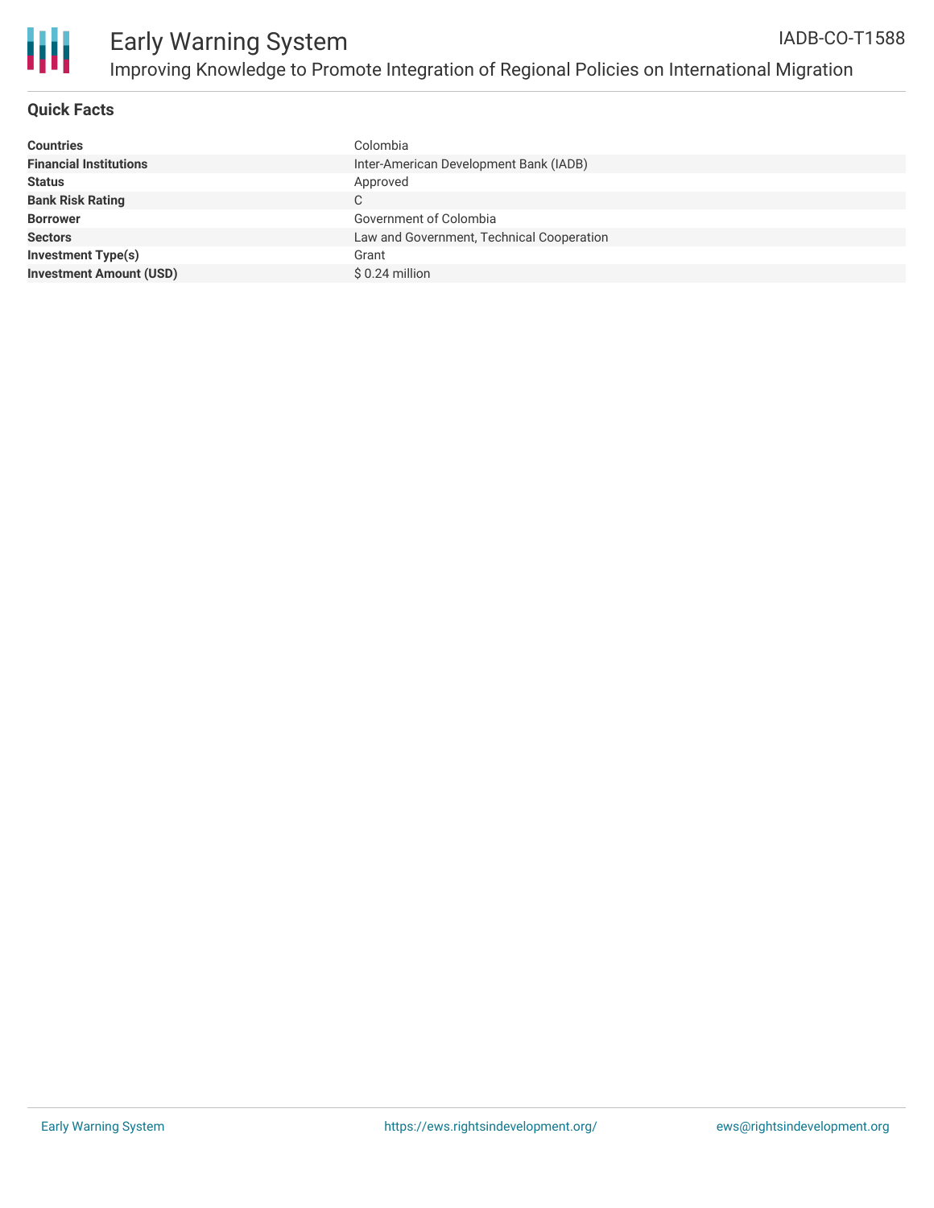## Quick Facts

| | |
|---|---|
| **Countries** | Colombia |
| **Financial Institutions** | Inter-American Development Bank (IADB) |
| **Status** | Approved |
| **Bank Risk Rating** | C |
| **Borrower** | Government of Colombia |
| **Sectors** | Law and Government, Technical Cooperation |
| **Investment Type(s)** | Grant |
| **Investment Amount (USD)** | $ 0.24 million |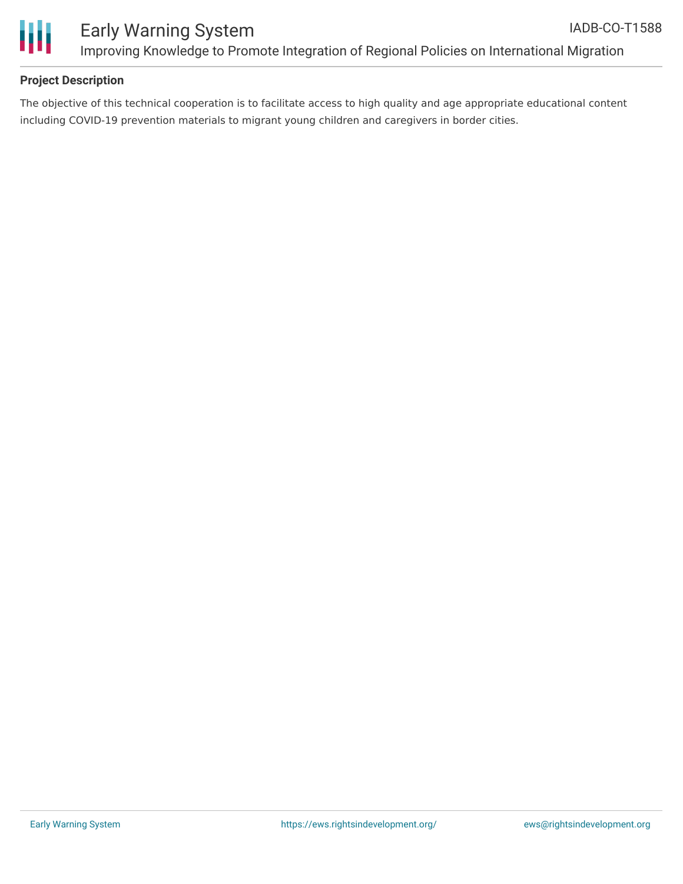**Project Description**

The objective of this technical cooperation is to facilitate access to high quality and age appropriate educational content including COVID-19 prevention materials to migrant young children and caregivers in border cities.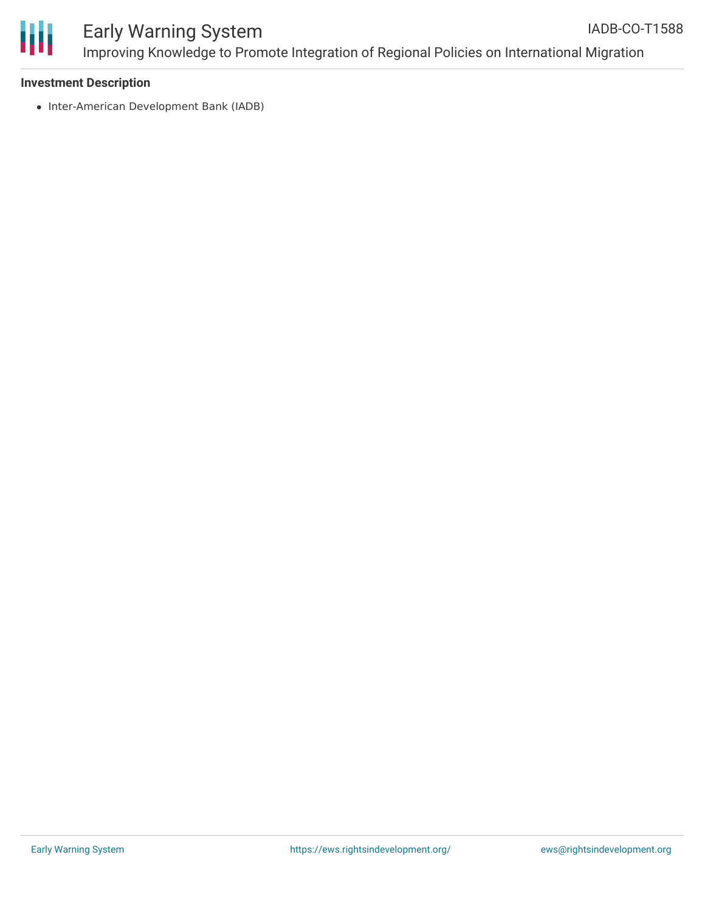**Investment Description**

- Inter-American Development Bank (IADB)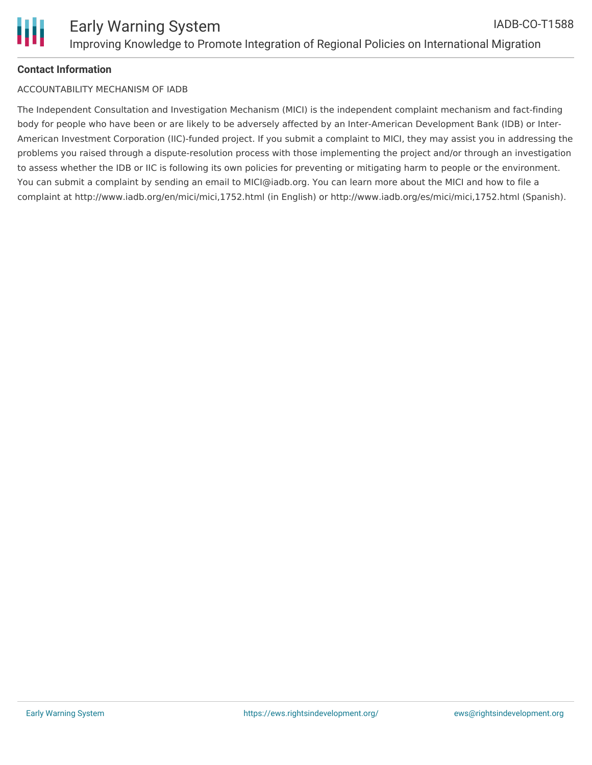**Contact Information**

ACCOUNTABILITY MECHANISM OF IADB

The Independent Consultation and Investigation Mechanism (MICI) is the independent complaint mechanism and fact-finding body for people who have been or are likely to be adversely affected by an Inter-American Development Bank (IDB) or Inter-American Investment Corporation (IIC)-funded project. If you submit a complaint to MICI, they may assist you in addressing the problems you raised through a dispute-resolution process with those implementing the project and/or through an investigation to assess whether the IDB or IIC is following its own policies for preventing or mitigating harm to people or the environment. You can submit a complaint by sending an email to MICI@iadb.org. You can learn more about the MICI and how to file a complaint at http://www.iadb.org/en/mici/mici,1752.html (in English) or http://www.iadb.org/es/mici/mici,1752.html (Spanish).